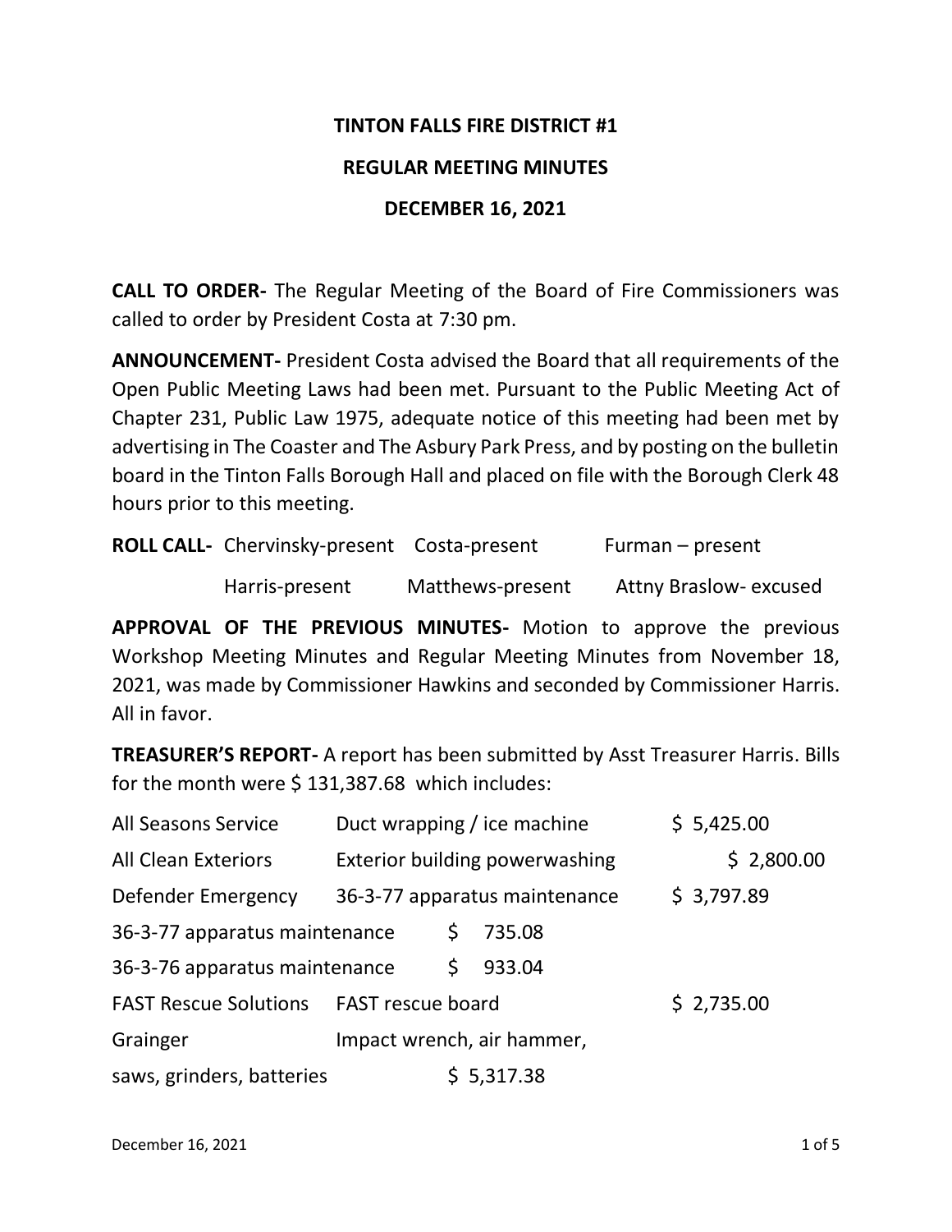# TINTON FALLS FIRE DISTRICT #1

## REGULAR MEETING MINUTES

## DECEMBER 16, 2021

**CALL TO ORDER-** The Regular Meeting of the Board of Fire Commissioners was called to order by President Costa at 7:30 pm.

**ANNOUNCEMENT-** President Costa advised the Board that all requirements of the Open Public Meeting Laws had been met. Pursuant to the Public Meeting Act of Chapter 231, Public Law 1975, adequate notice of this meeting had been met by advertising in The Coaster and The Asbury Park Press, and by posting on the bulletin board in the Tinton Falls Borough Hall and placed on file with the Borough Clerk 48 hours prior to this meeting.

**ROLL CALL-** Chervinsky-present Costa-present Furman – present

Harris-present Matthews-present Attny Braslow- excused

**APPROVAL OF THE PREVIOUS MINUTES-** Motion to approve the previous Workshop Meeting Minutes and Regular Meeting Minutes from November 18, 2021, was made by Commissioner Hawkins and seconded by Commissioner Harris. All in favor.

**TREASURER'S REPORT-** A report has been submitted by Asst Treasurer Harris. Bills for the month were $ 131,387.68 which includes:

| | | |
|---|---|---|
| All Seasons Service | Duct wrapping / ice machine | $ 5,425.00 |
| All Clean Exteriors | Exterior building powerwashing | $ 2,800.00 |
| Defender Emergency | 36-3-77 apparatus maintenance | $ 3,797.89 |
| 36-3-77 apparatus maintenance | $ 735.08 | |
| 36-3-76 apparatus maintenance | $ 933.04 | |
| FAST Rescue Solutions | FAST rescue board | $ 2,735.00 |
| Grainger | Impact wrench, air hammer, | |
| saws, grinders, batteries | $ 5,317.38 | |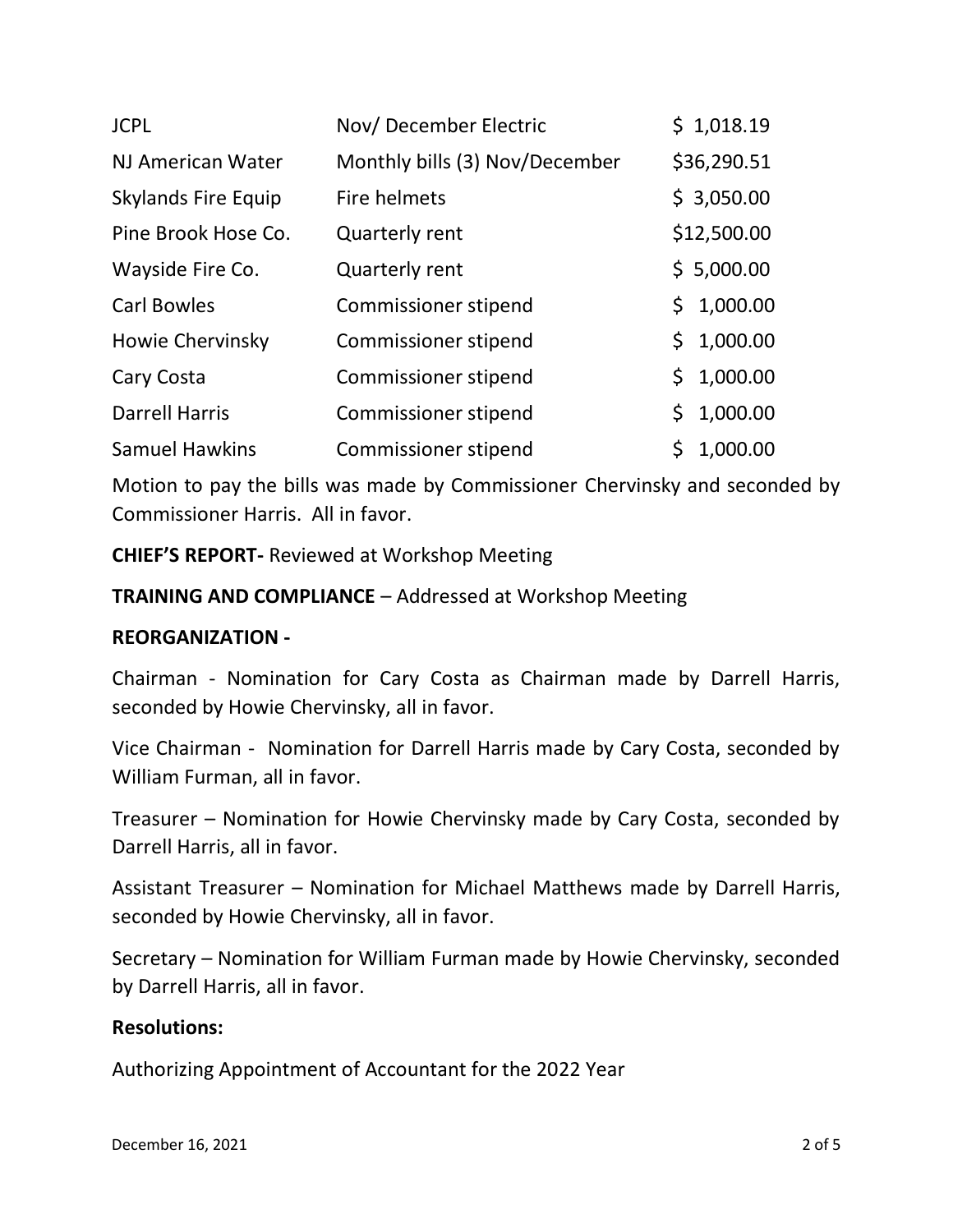| | | |
|---|---|---|
| JCPL | Nov/ December Electric | $ 1,018.19 |
| NJ American Water | Monthly bills (3) Nov/December | $36,290.51 |
| Skylands Fire Equip | Fire helmets | $ 3,050.00 |
| Pine Brook Hose Co. | Quarterly rent | $12,500.00 |
| Wayside Fire Co. | Quarterly rent | $ 5,000.00 |
| Carl Bowles | Commissioner stipend | $ 1,000.00 |
| Howie Chervinsky | Commissioner stipend | $ 1,000.00 |
| Cary Costa | Commissioner stipend | $ 1,000.00 |
| Darrell Harris | Commissioner stipend | $ 1,000.00 |
| Samuel Hawkins | Commissioner stipend | $ 1,000.00 |

Motion to pay the bills was made by Commissioner Chervinsky and seconded by Commissioner Harris. All in favor.

**CHIEF'S REPORT-** Reviewed at Workshop Meeting

**TRAINING AND COMPLIANCE** – Addressed at Workshop Meeting

**REORGANIZATION -**

Chairman - Nomination for Cary Costa as Chairman made by Darrell Harris, seconded by Howie Chervinsky, all in favor.

Vice Chairman - Nomination for Darrell Harris made by Cary Costa, seconded by William Furman, all in favor.

Treasurer – Nomination for Howie Chervinsky made by Cary Costa, seconded by Darrell Harris, all in favor.

Assistant Treasurer – Nomination for Michael Matthews made by Darrell Harris, seconded by Howie Chervinsky, all in favor.

Secretary – Nomination for William Furman made by Howie Chervinsky, seconded by Darrell Harris, all in favor.

**Resolutions:**

Authorizing Appointment of Accountant for the 2022 Year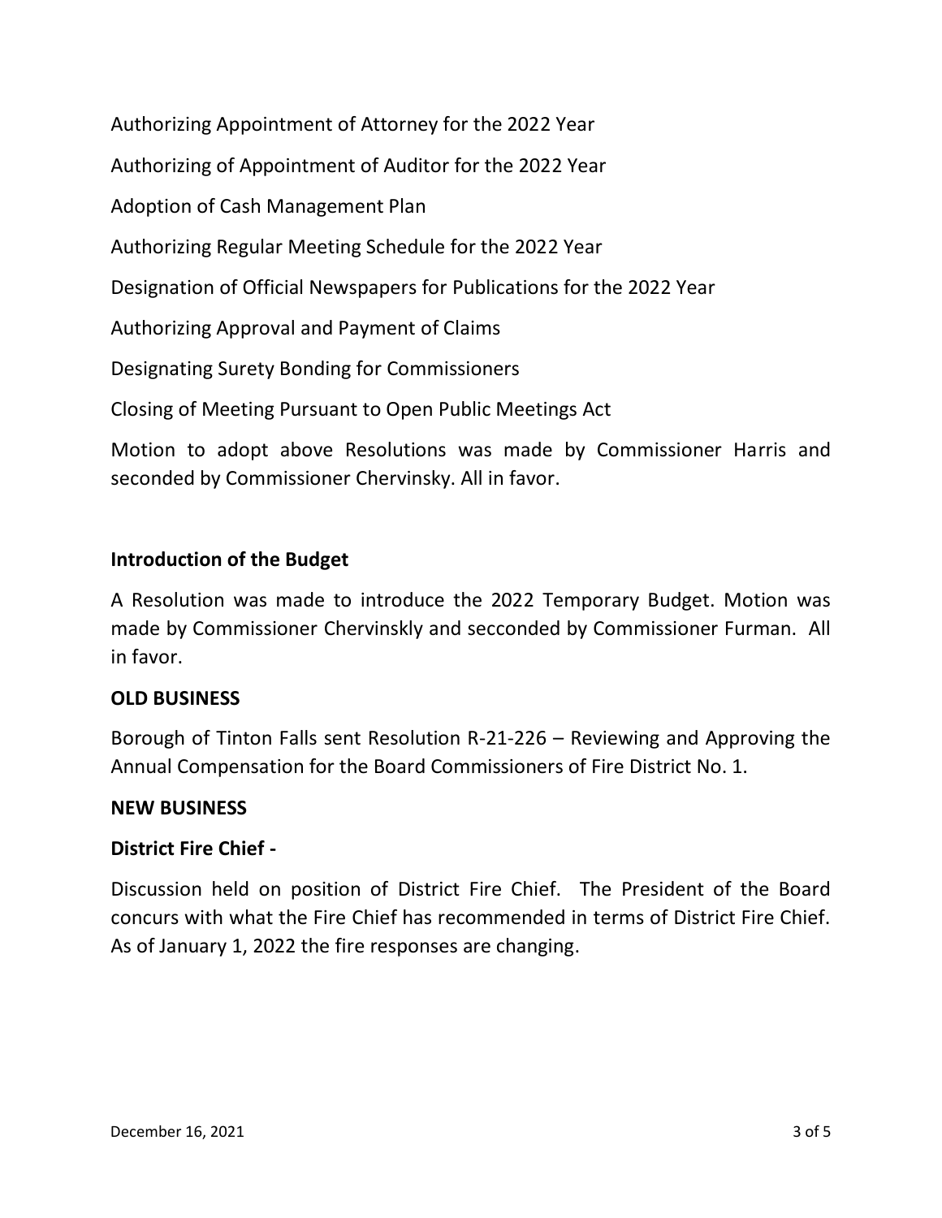Authorizing Appointment of Attorney for the 2022 Year

Authorizing of Appointment of Auditor for the 2022 Year

Adoption of Cash Management Plan

Authorizing Regular Meeting Schedule for the 2022 Year

Designation of Official Newspapers for Publications for the 2022 Year

Authorizing Approval and Payment of Claims

Designating Surety Bonding for Commissioners

Closing of Meeting Pursuant to Open Public Meetings Act

Motion to adopt above Resolutions was made by Commissioner Harris and seconded by Commissioner Chervinsky. All in favor.

**Introduction of the Budget**

A Resolution was made to introduce the 2022 Temporary Budget. Motion was made by Commissioner Chervinskly and secconded by Commissioner Furman. All in favor.

**OLD BUSINESS**

Borough of Tinton Falls sent Resolution R-21-226 – Reviewing and Approving the Annual Compensation for the Board Commissioners of Fire District No. 1.

**NEW BUSINESS**

**District Fire Chief -**

Discussion held on position of District Fire Chief. The President of the Board concurs with what the Fire Chief has recommended in terms of District Fire Chief. As of January 1, 2022 the fire responses are changing.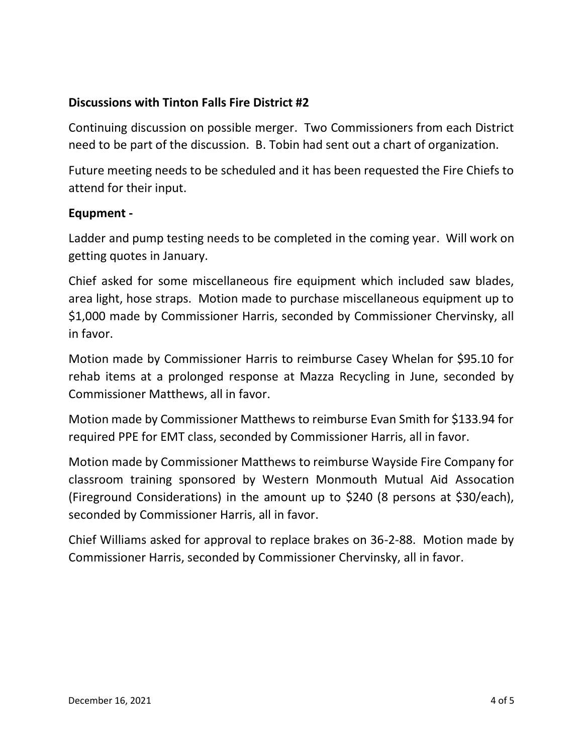**Discussions with Tinton Falls Fire District #2**

Continuing discussion on possible merger. Two Commissioners from each District need to be part of the discussion. B. Tobin had sent out a chart of organization.

Future meeting needs to be scheduled and it has been requested the Fire Chiefs to attend for their input.

**Equpment -**

Ladder and pump testing needs to be completed in the coming year. Will work on getting quotes in January.

Chief asked for some miscellaneous fire equipment which included saw blades, area light, hose straps. Motion made to purchase miscellaneous equipment up to $1,000 made by Commissioner Harris, seconded by Commissioner Chervinsky, all in favor.

Motion made by Commissioner Harris to reimburse Casey Whelan for $95.10 for rehab items at a prolonged response at Mazza Recycling in June, seconded by Commissioner Matthews, all in favor.

Motion made by Commissioner Matthews to reimburse Evan Smith for $133.94 for required PPE for EMT class, seconded by Commissioner Harris, all in favor.

Motion made by Commissioner Matthews to reimburse Wayside Fire Company for classroom training sponsored by Western Monmouth Mutual Aid Assocation (Fireground Considerations) in the amount up to $240 (8 persons at $30/each), seconded by Commissioner Harris, all in favor.

Chief Williams asked for approval to replace brakes on 36-2-88. Motion made by Commissioner Harris, seconded by Commissioner Chervinsky, all in favor.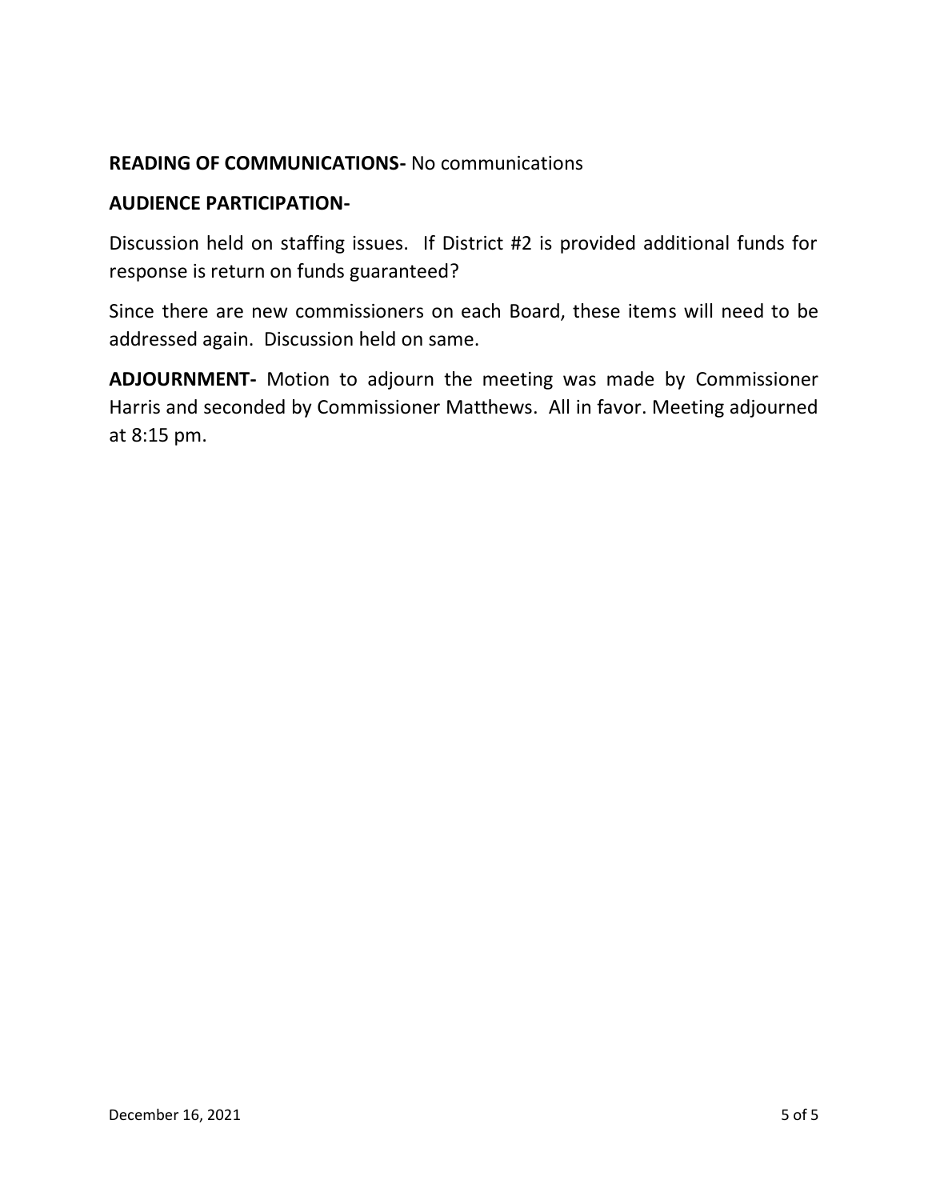**READING OF COMMUNICATIONS-** No communications

**AUDIENCE PARTICIPATION-**

Discussion held on staffing issues. If District #2 is provided additional funds for response is return on funds guaranteed?

Since there are new commissioners on each Board, these items will need to be addressed again. Discussion held on same.

**ADJOURNMENT-** Motion to adjourn the meeting was made by Commissioner Harris and seconded by Commissioner Matthews. All in favor. Meeting adjourned at 8:15 pm.